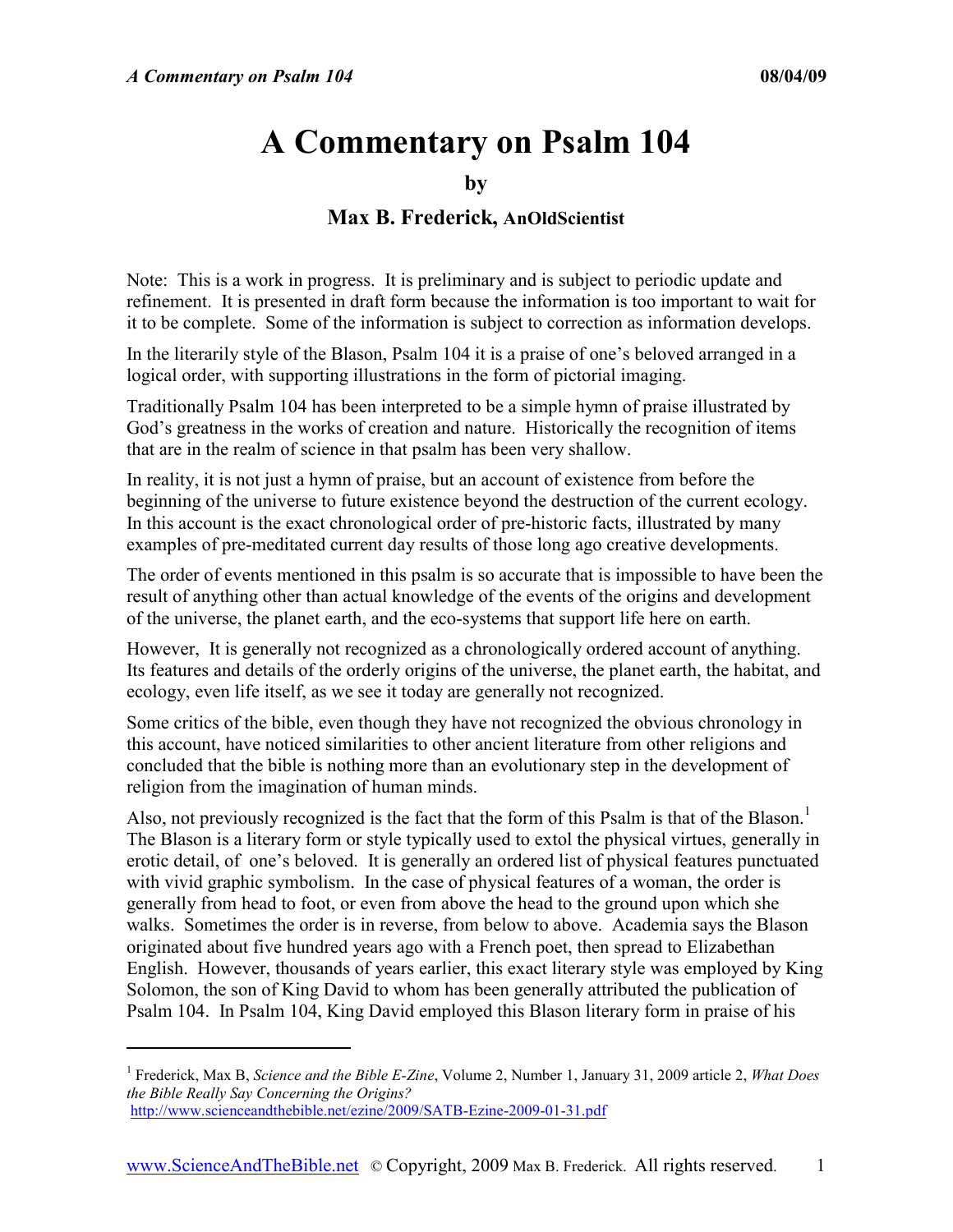# A Commentary on Psalm 104

**by**

**Max B. Frederick, AnOldScientist**

Note: This is a work in progress. It is preliminary and is subject to periodic update and refinement. It is presented in draft form because the information is too important to wait for it to be complete. Some of the information is subject to correction as information develops.

In the literarily style of the Blason, Psalm 104 it is a praise of one's beloved arranged in a logical order, with supporting illustrations in the form of pictorial imaging.

Traditionally Psalm 104 has been interpreted to be a simple hymn of praise illustrated by God's greatness in the works of creation and nature. Historically the recognition of items that are in the realm of science in that psalm has been very shallow.

In reality, it is not just a hymn of praise, but an account of existence from before the beginning of the universe to future existence beyond the destruction of the current ecology. In this account is the exact chronological order of pre-historic facts, illustrated by many examples of pre-meditated current day results of those long ago creative developments.

The order of events mentioned in this psalm is so accurate that is impossible to have been the result of anything other than actual knowledge of the events of the origins and development of the universe, the planet earth, and the eco-systems that support life here on earth.

However, It is generally not recognized as a chronologically ordered account of anything. Its features and details of the orderly origins of the universe, the planet earth, the habitat, and ecology, even life itself, as we see it today are generally not recognized.

Some critics of the bible, even though they have not recognized the obvious chronology in this account, have noticed similarities to other ancient literature from other religions and concluded that the bible is nothing more than an evolutionary step in the development of religion from the imagination of human minds.

Also, not previously recognized is the fact that the form of this Psalm is that of the Blason.[1] The Blason is a literary form or style typically used to extol the physical virtues, generally in erotic detail, of one's beloved. It is generally an ordered list of physical features punctuated with vivid graphic symbolism. In the case of physical features of a woman, the order is generally from head to foot, or even from above the head to the ground upon which she walks. Sometimes the order is in reverse, from below to above. Academia says the Blason originated about five hundred years ago with a French poet, then spread to Elizabethan English. However, thousands of years earlier, this exact literary style was employed by King Solomon, the son of King David to whom has been generally attributed the publication of Psalm 104. In Psalm 104, King David employed this Blason literary form in praise of his

---

[1] Frederick, Max B, *Science and the Bible E-Zine*, Volume 2, Number 1, January 31, 2009 article 2, *What Does the Bible Really Say Concerning the Origins?* http://www.scienceandthebible.net/ezine/2009/SATB-Ezine-2009-01-31.pdf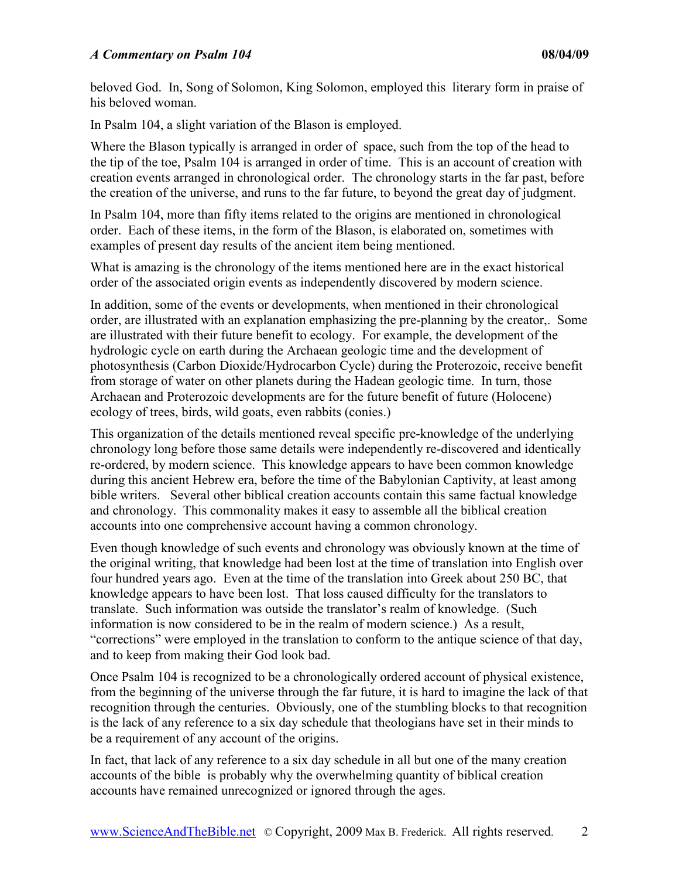beloved God. In, Song of Solomon, King Solomon, employed this literary form in praise of his beloved woman.

In Psalm 104, a slight variation of the Blason is employed.

Where the Blason typically is arranged in order of space, such from the top of the head to the tip of the toe, Psalm 104 is arranged in order of time. This is an account of creation with creation events arranged in chronological order. The chronology starts in the far past, before the creation of the universe, and runs to the far future, to beyond the great day of judgment.

In Psalm 104, more than fifty items related to the origins are mentioned in chronological order. Each of these items, in the form of the Blason, is elaborated on, sometimes with examples of present day results of the ancient item being mentioned.

What is amazing is the chronology of the items mentioned here are in the exact historical order of the associated origin events as independently discovered by modern science.

In addition, some of the events or developments, when mentioned in their chronological order, are illustrated with an explanation emphasizing the pre-planning by the creator,. Some are illustrated with their future benefit to ecology. For example, the development of the hydrologic cycle on earth during the Archaean geologic time and the development of photosynthesis (Carbon Dioxide/Hydrocarbon Cycle) during the Proterozoic, receive benefit from storage of water on other planets during the Hadean geologic time. In turn, those Archaean and Proterozoic developments are for the future benefit of future (Holocene) ecology of trees, birds, wild goats, even rabbits (conies.)

This organization of the details mentioned reveal specific pre-knowledge of the underlying chronology long before those same details were independently re-discovered and identically re-ordered, by modern science. This knowledge appears to have been common knowledge during this ancient Hebrew era, before the time of the Babylonian Captivity, at least among bible writers. Several other biblical creation accounts contain this same factual knowledge and chronology. This commonality makes it easy to assemble all the biblical creation accounts into one comprehensive account having a common chronology.

Even though knowledge of such events and chronology was obviously known at the time of the original writing, that knowledge had been lost at the time of translation into English over four hundred years ago. Even at the time of the translation into Greek about 250 BC, that knowledge appears to have been lost. That loss caused difficulty for the translators to translate. Such information was outside the translator's realm of knowledge. (Such information is now considered to be in the realm of modern science.) As a result, "corrections" were employed in the translation to conform to the antique science of that day, and to keep from making their God look bad.

Once Psalm 104 is recognized to be a chronologically ordered account of physical existence, from the beginning of the universe through the far future, it is hard to imagine the lack of that recognition through the centuries. Obviously, one of the stumbling blocks to that recognition is the lack of any reference to a six day schedule that theologians have set in their minds to be a requirement of any account of the origins.

In fact, that lack of any reference to a six day schedule in all but one of the many creation accounts of the bible is probably why the overwhelming quantity of biblical creation accounts have remained unrecognized or ignored through the ages.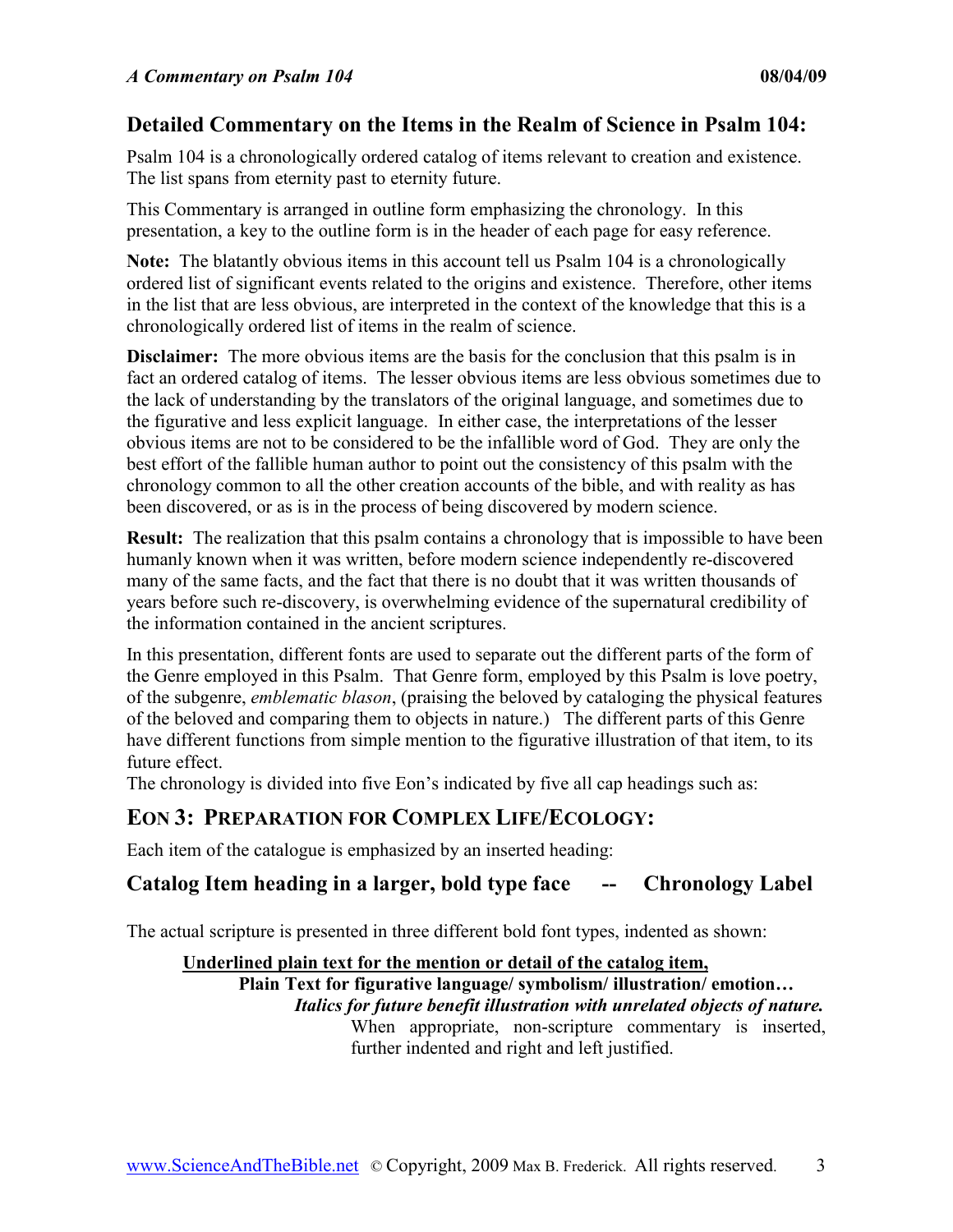## Detailed Commentary on the Items in the Realm of Science in Psalm 104:

Psalm 104 is a chronologically ordered catalog of items relevant to creation and existence. The list spans from eternity past to eternity future.

This Commentary is arranged in outline form emphasizing the chronology. In this presentation, a key to the outline form is in the header of each page for easy reference.

**Note:** The blatantly obvious items in this account tell us Psalm 104 is a chronologically ordered list of significant events related to the origins and existence. Therefore, other items in the list that are less obvious, are interpreted in the context of the knowledge that this is a chronologically ordered list of items in the realm of science.

**Disclaimer:** The more obvious items are the basis for the conclusion that this psalm is in fact an ordered catalog of items. The lesser obvious items are less obvious sometimes due to the lack of understanding by the translators of the original language, and sometimes due to the figurative and less explicit language. In either case, the interpretations of the lesser obvious items are not to be considered to be the infallible word of God. They are only the best effort of the fallible human author to point out the consistency of this psalm with the chronology common to all the other creation accounts of the bible, and with reality as has been discovered, or as is in the process of being discovered by modern science.

**Result:** The realization that this psalm contains a chronology that is impossible to have been humanly known when it was written, before modern science independently re-discovered many of the same facts, and the fact that there is no doubt that it was written thousands of years before such re-discovery, is overwhelming evidence of the supernatural credibility of the information contained in the ancient scriptures.

In this presentation, different fonts are used to separate out the different parts of the form of the Genre employed in this Psalm. That Genre form, employed by this Psalm is love poetry, of the subgenre, *emblematic blason*, (praising the beloved by cataloging the physical features of the beloved and comparing them to objects in nature.) The different parts of this Genre have different functions from simple mention to the figurative illustration of that item, to its future effect.

The chronology is divided into five Eon's indicated by five all cap headings such as:

## EON 3: PREPARATION FOR COMPLEX LIFE/ECOLOGY:

Each item of the catalogue is emphasized by an inserted heading:

### Catalog Item heading in a larger, bold type face -- Chronology Label

The actual scripture is presented in three different bold font types, indented as shown:

> **<u>Underlined plain text for the mention or detail of the catalog item,</u>**
>
> > **Plain Text for figurative language/ symbolism/ illustration/ emotion…**
> >
> > > ***Italics for future benefit illustration with unrelated objects of nature.***
> > >
> > > > When appropriate, non-scripture commentary is inserted, further indented and right and left justified.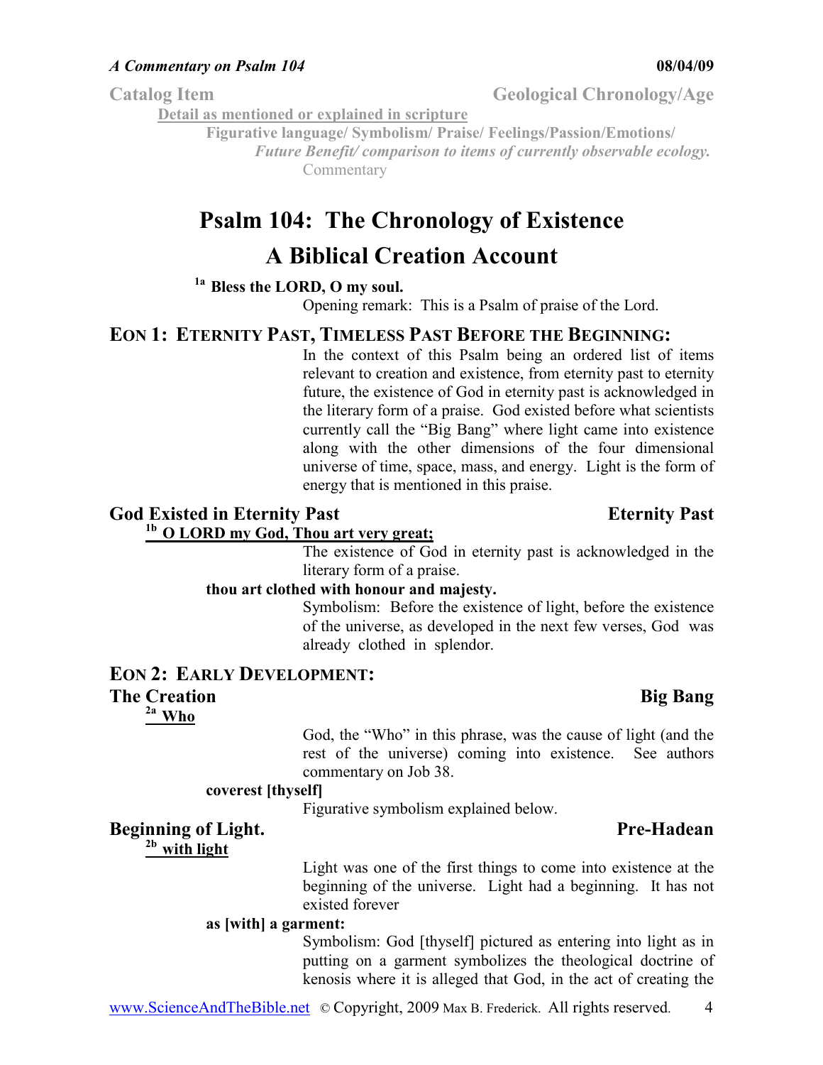Catalog Item | Geological Chronology/Age

<u>Detail as mentioned or explained in scripture</u>

**Figurative language/ Symbolism/ Praise/ Feelings/Passion/Emotions/**

***Future Benefit/ comparison to items of currently observable ecology.***

Commentary

# Psalm 104: The Chronology of Existence

# A Biblical Creation Account

[1a] **Bless the LORD, O my soul.**

Opening remark: This is a Psalm of praise of the Lord.

## EON 1: ETERNITY PAST, TIMELESS PAST BEFORE THE BEGINNING:

In the context of this Psalm being an ordered list of items relevant to creation and existence, from eternity past to eternity future, the existence of God in eternity past is acknowledged in the literary form of a praise. God existed before what scientists currently call the "Big Bang" where light came into existence along with the other dimensions of the four dimensional universe of time, space, mass, and energy. Light is the form of energy that is mentioned in this praise.

### God Existed in Eternity Past — Eternity Past

[1b] **<u>O LORD my God, Thou art very great;</u>**

The existence of God in eternity past is acknowledged in the literary form of a praise.

**thou art clothed with honour and majesty.**

Symbolism: Before the existence of light, before the existence of the universe, as developed in the next few verses, God was already clothed in splendor.

## EON 2: EARLY DEVELOPMENT:

### The Creation — Big Bang

[2a] **<u>Who</u>**

God, the "Who" in this phrase, was the cause of light (and the rest of the universe) coming into existence. See authors commentary on Job 38.

**coverest [thyself]**

Figurative symbolism explained below.

### Beginning of Light. — Pre-Hadean

[2b] **<u>with light</u>**

Light was one of the first things to come into existence at the beginning of the universe. Light had a beginning. It has not existed forever

**as [with] a garment:**

Symbolism: God [thyself] pictured as entering into light as in putting on a garment symbolizes the theological doctrine of kenosis where it is alleged that God, in the act of creating the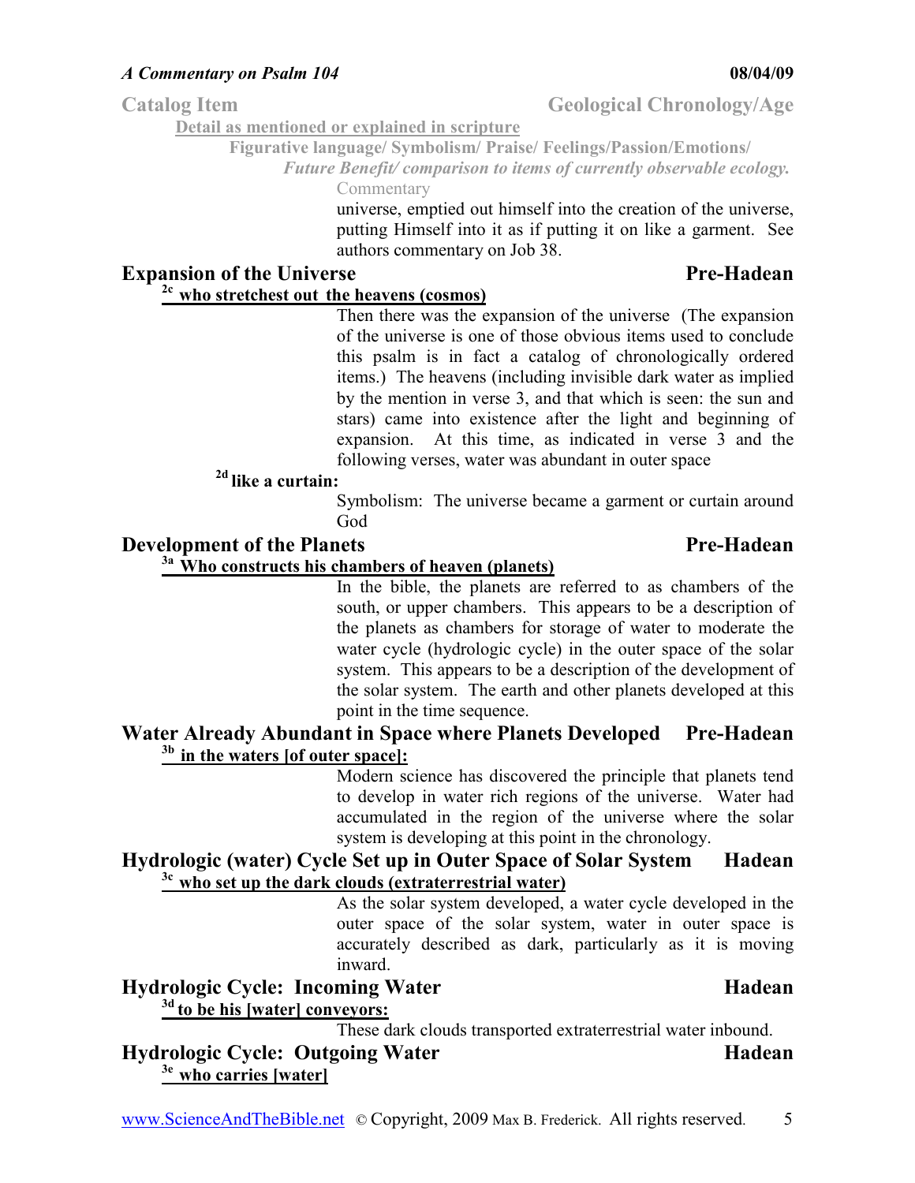**Catalog Item** **Geological Chronology/Age**

**Detail as mentioned or explained in scripture**

**Figurative language/ Symbolism/ Praise/ Feelings/Passion/Emotions/**

***Future Benefit/ comparison to items of currently observable ecology.***

Commentary

universe, emptied out himself into the creation of the universe, putting Himself into it as if putting it on like a garment. See authors commentary on Job 38.

## Expansion of the Universe — Pre-Hadean

**[2c] who stretchest out the heavens (cosmos)**

Then there was the expansion of the universe (The expansion of the universe is one of those obvious items used to conclude this psalm is in fact a catalog of chronologically ordered items.) The heavens (including invisible dark water as implied by the mention in verse 3, and that which is seen: the sun and stars) came into existence after the light and beginning of expansion. At this time, as indicated in verse 3 and the following verses, water was abundant in outer space

**[2d] like a curtain:**

Symbolism: The universe became a garment or curtain around God

## Development of the Planets — Pre-Hadean

**[3a] Who constructs his chambers of heaven (planets)**

In the bible, the planets are referred to as chambers of the south, or upper chambers. This appears to be a description of the planets as chambers for storage of water to moderate the water cycle (hydrologic cycle) in the outer space of the solar system. This appears to be a description of the development of the solar system. The earth and other planets developed at this point in the time sequence.

## Water Already Abundant in Space where Planets Developed — Pre-Hadean

**[3b] in the waters [of outer space]:**

Modern science has discovered the principle that planets tend to develop in water rich regions of the universe. Water had accumulated in the region of the universe where the solar system is developing at this point in the chronology.

## Hydrologic (water) Cycle Set up in Outer Space of Solar System — Hadean

**[3c] who set up the dark clouds (extraterrestrial water)**

As the solar system developed, a water cycle developed in the outer space of the solar system, water in outer space is accurately described as dark, particularly as it is moving inward.

## Hydrologic Cycle: Incoming Water — Hadean

**[3d] to be his [water] conveyors:**

These dark clouds transported extraterrestrial water inbound.

## Hydrologic Cycle: Outgoing Water — Hadean

**[3e] who carries [water]**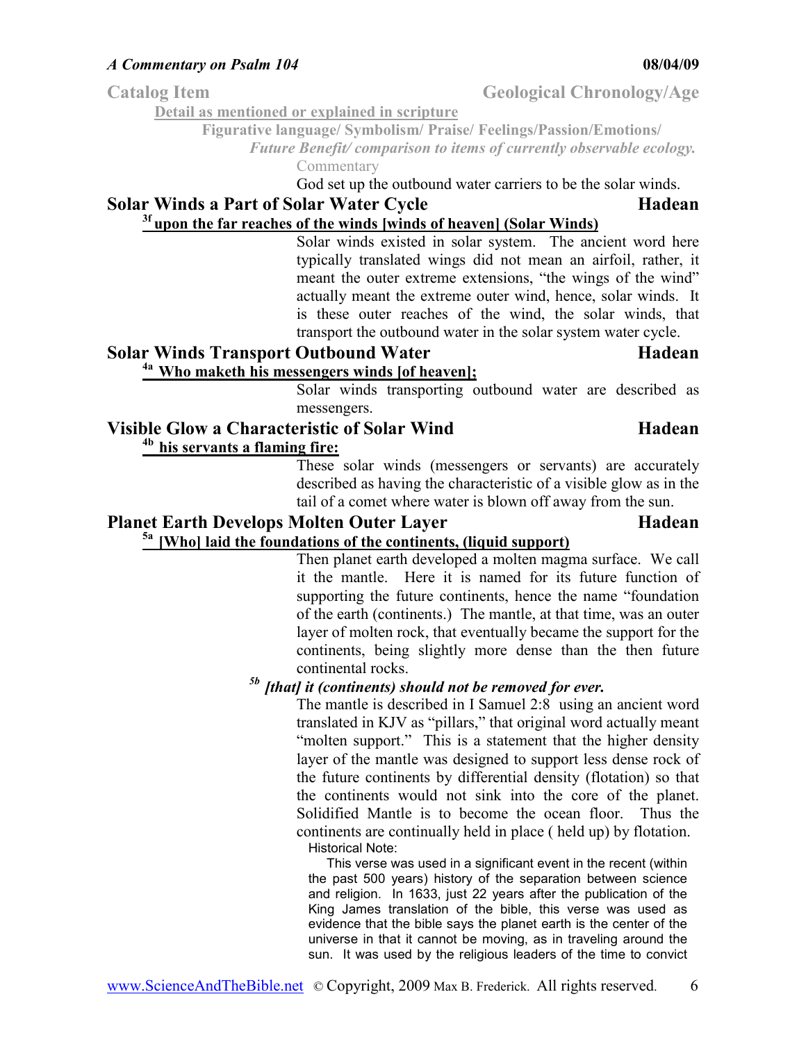Catalog Item — Geological Chronology/Age

Detail as mentioned or explained in scripture

Figurative language/ Symbolism/ Praise/ Feelings/Passion/Emotions/

*Future Benefit/ comparison to items of currently observable ecology.*

Commentary

God set up the outbound water carriers to be the solar winds.

## Solar Winds a Part of Solar Water Cycle — Hadean

**3f upon the far reaches of the winds [winds of heaven] (Solar Winds)**

Solar winds existed in solar system. The ancient word here typically translated wings did not mean an airfoil, rather, it meant the outer extreme extensions, "the wings of the wind" actually meant the extreme outer wind, hence, solar winds. It is these outer reaches of the wind, the solar winds, that transport the outbound water in the solar system water cycle.

## Solar Winds Transport Outbound Water — Hadean

**4a Who maketh his messengers winds [of heaven];**

Solar winds transporting outbound water are described as messengers.

## Visible Glow a Characteristic of Solar Wind — Hadean

**4b his servants a flaming fire:**

These solar winds (messengers or servants) are accurately described as having the characteristic of a visible glow as in the tail of a comet where water is blown off away from the sun.

## Planet Earth Develops Molten Outer Layer — Hadean

**5a [Who] laid the foundations of the continents, (liquid support)**

Then planet earth developed a molten magma surface. We call it the mantle. Here it is named for its future function of supporting the future continents, hence the name "foundation of the earth (continents.) The mantle, at that time, was an outer layer of molten rock, that eventually became the support for the continents, being slightly more dense than the then future continental rocks.

***5b [that] it (continents) should not be removed for ever.***

The mantle is described in I Samuel 2:8 using an ancient word translated in KJV as "pillars," that original word actually meant "molten support." This is a statement that the higher density layer of the mantle was designed to support less dense rock of the future continents by differential density (flotation) so that the continents would not sink into the core of the planet. Solidified Mantle is to become the ocean floor. Thus the continents are continually held in place ( held up) by flotation.

Historical Note:

This verse was used in a significant event in the recent (within the past 500 years) history of the separation between science and religion. In 1633, just 22 years after the publication of the King James translation of the bible, this verse was used as evidence that the bible says the planet earth is the center of the universe in that it cannot be moving, as in traveling around the sun. It was used by the religious leaders of the time to convict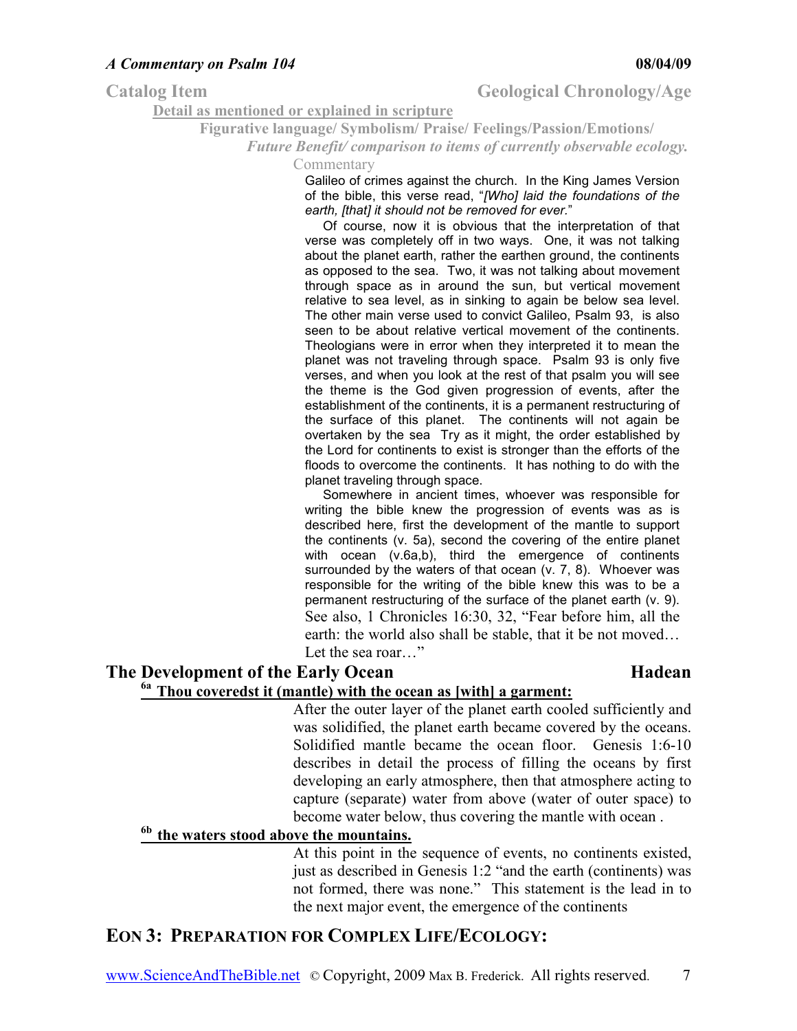**Catalog Item** **Geological Chronology/Age**

**Detail as mentioned or explained in scripture**

**Figurative language/ Symbolism/ Praise/ Feelings/Passion/Emotions/**

***Future Benefit/ comparison to items of currently observable ecology.***

Commentary

Galileo of crimes against the church. In the King James Version of the bible, this verse read, "*[Who] laid the foundations of the earth, [that] it should not be removed for ever.*"

Of course, now it is obvious that the interpretation of that verse was completely off in two ways. One, it was not talking about the planet earth, rather the earthen ground, the continents as opposed to the sea. Two, it was not talking about movement through space as in around the sun, but vertical movement relative to sea level, as in sinking to again be below sea level. The other main verse used to convict Galileo, Psalm 93, is also seen to be about relative vertical movement of the continents. Theologians were in error when they interpreted it to mean the planet was not traveling through space. Psalm 93 is only five verses, and when you look at the rest of that psalm you will see the theme is the God given progression of events, after the establishment of the continents, it is a permanent restructuring of the surface of this planet. The continents will not again be overtaken by the sea Try as it might, the order established by the Lord for continents to exist is stronger than the efforts of the floods to overcome the continents. It has nothing to do with the planet traveling through space.

Somewhere in ancient times, whoever was responsible for writing the bible knew the progression of events was as is described here, first the development of the mantle to support the continents (v. 5a), second the covering of the entire planet with ocean (v.6a,b), third the emergence of continents surrounded by the waters of that ocean (v. 7, 8). Whoever was responsible for the writing of the bible knew this was to be a permanent restructuring of the surface of the planet earth (v. 9). See also, 1 Chronicles 16:30, 32, "Fear before him, all the earth: the world also shall be stable, that it be not moved… Let the sea roar…"

## The Development of the Early Ocean — Hadean

**[6a] Thou coveredst it (mantle) with the ocean as [with] a garment:**

After the outer layer of the planet earth cooled sufficiently and was solidified, the planet earth became covered by the oceans. Solidified mantle became the ocean floor. Genesis 1:6-10 describes in detail the process of filling the oceans by first developing an early atmosphere, then that atmosphere acting to capture (separate) water from above (water of outer space) to become water below, thus covering the mantle with ocean .

**[6b] the waters stood above the mountains.**

At this point in the sequence of events, no continents existed, just as described in Genesis 1:2 "and the earth (continents) was not formed, there was none." This statement is the lead in to the next major event, the emergence of the continents

## EON 3: PREPARATION FOR COMPLEX LIFE/ECOLOGY: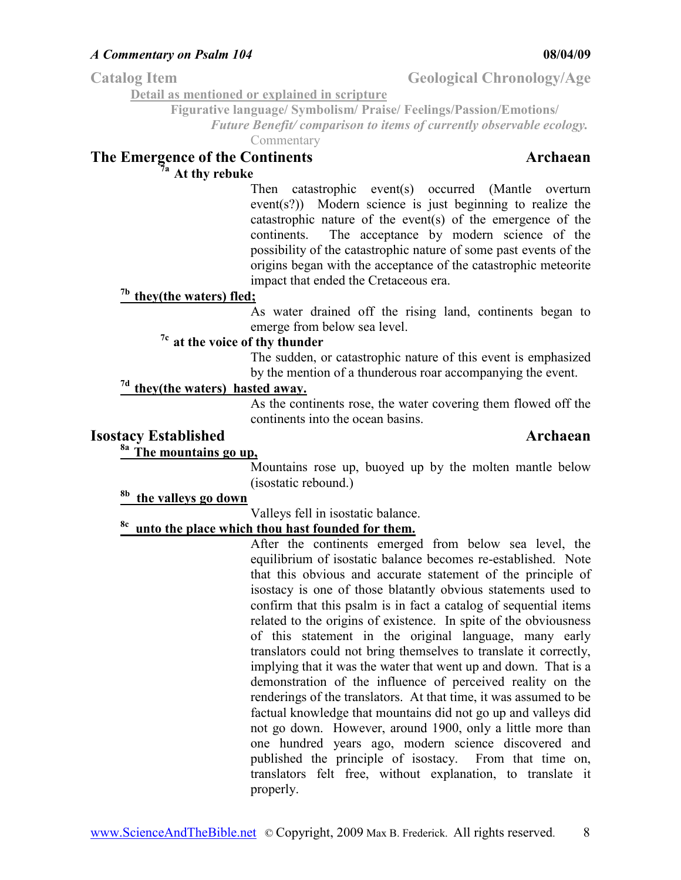Catalog Item — Geological Chronology/Age

Detail as mentioned or explained in scripture

Figurative language/ Symbolism/ Praise/ Feelings/Passion/Emotions/

*Future Benefit/ comparison to items of currently observable ecology.*

Commentary

## The Emergence of the Continents — Archaean

**[7a] At thy rebuke**

Then catastrophic event(s) occurred (Mantle overturn event(s?)) Modern science is just beginning to realize the catastrophic nature of the event(s) of the emergence of the continents. The acceptance by modern science of the possibility of the catastrophic nature of some past events of the origins began with the acceptance of the catastrophic meteorite impact that ended the Cretaceous era.

**[7b] they(the waters) fled;**

As water drained off the rising land, continents began to emerge from below sea level.

**[7c] at the voice of thy thunder**

The sudden, or catastrophic nature of this event is emphasized by the mention of a thunderous roar accompanying the event.

**[7d] they(the waters) hasted away.**

As the continents rose, the water covering them flowed off the continents into the ocean basins.

## Isostacy Established — Archaean

**[8a] The mountains go up,**

Mountains rose up, buoyed up by the molten mantle below (isostatic rebound.)

**[8b] the valleys go down**

Valleys fell in isostatic balance.

**[8c] unto the place which thou hast founded for them.**

After the continents emerged from below sea level, the equilibrium of isostatic balance becomes re-established. Note that this obvious and accurate statement of the principle of isostacy is one of those blatantly obvious statements used to confirm that this psalm is in fact a catalog of sequential items related to the origins of existence. In spite of the obviousness of this statement in the original language, many early translators could not bring themselves to translate it correctly, implying that it was the water that went up and down. That is a demonstration of the influence of perceived reality on the renderings of the translators. At that time, it was assumed to be factual knowledge that mountains did not go up and valleys did not go down. However, around 1900, only a little more than one hundred years ago, modern science discovered and published the principle of isostacy. From that time on, translators felt free, without explanation, to translate it properly.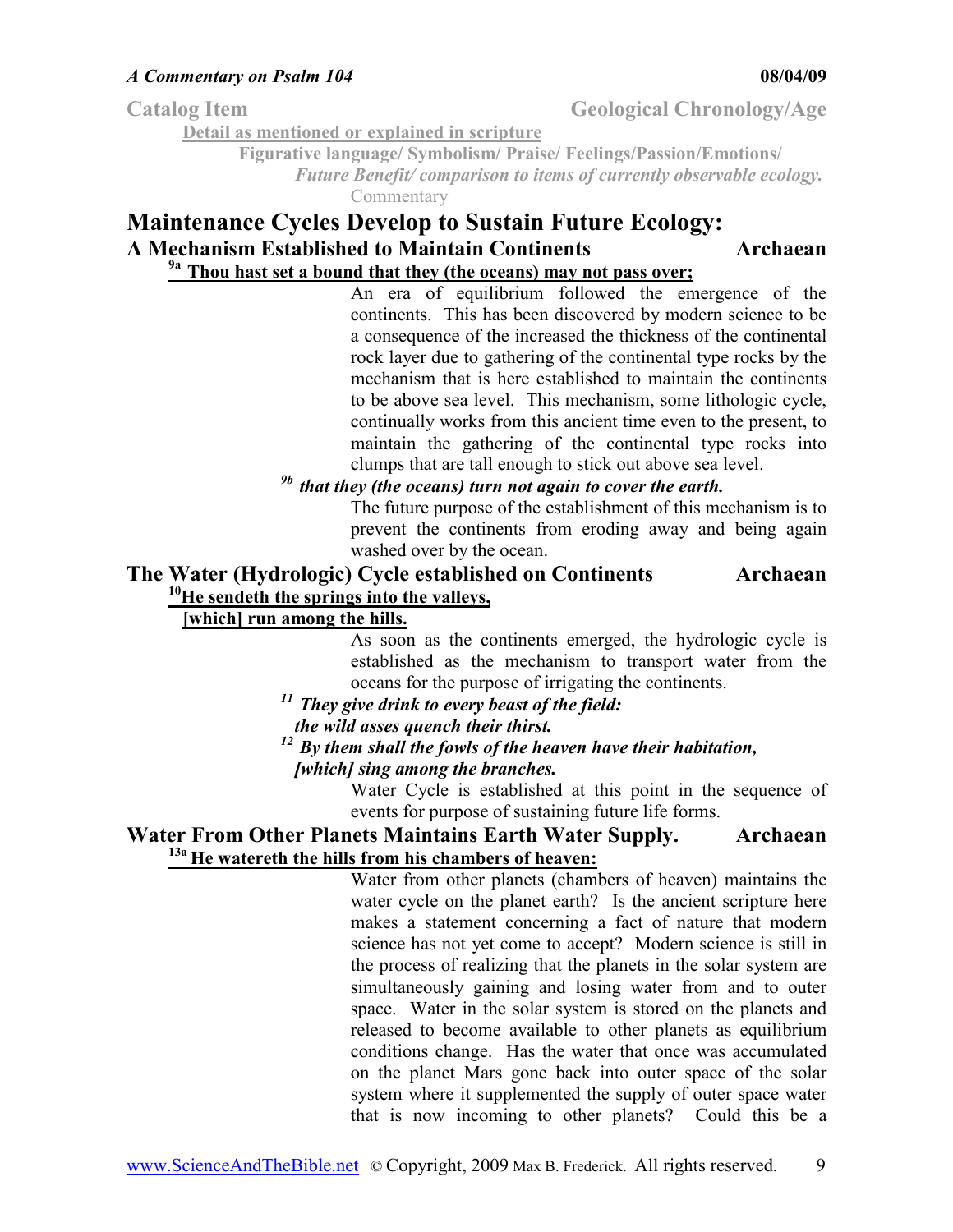**Catalog Item** **Geological Chronology/Age**

**Detail as mentioned or explained in scripture**

**Figurative language/ Symbolism/ Praise/ Feelings/Passion/Emotions/**

***Future Benefit/ comparison to items of currently observable ecology.***

Commentary

## Maintenance Cycles Develop to Sustain Future Ecology:

### A Mechanism Established to Maintain Continents — Archaean

**9a Thou hast set a bound that they (the oceans) may not pass over;**

An era of equilibrium followed the emergence of the continents. This has been discovered by modern science to be a consequence of the increased the thickness of the continental rock layer due to gathering of the continental type rocks by the mechanism that is here established to maintain the continents to be above sea level. This mechanism, some lithologic cycle, continually works from this ancient time even to the present, to maintain the gathering of the continental type rocks into clumps that are tall enough to stick out above sea level.

***9b that they (the oceans) turn not again to cover the earth.***

The future purpose of the establishment of this mechanism is to prevent the continents from eroding away and being again washed over by the ocean.

### The Water (Hydrologic) Cycle established on Continents — Archaean

**10 He sendeth the springs into the valleys,**
**[which] run among the hills.**

As soon as the continents emerged, the hydrologic cycle is established as the mechanism to transport water from the oceans for the purpose of irrigating the continents.

***11 They give drink to every beast of the field:***
***the wild asses quench their thirst.***
***12 By them shall the fowls of the heaven have their habitation,***
***[which] sing among the branches.***

Water Cycle is established at this point in the sequence of events for purpose of sustaining future life forms.

### Water From Other Planets Maintains Earth Water Supply. — Archaean

**13a He watereth the hills from his chambers of heaven:**

Water from other planets (chambers of heaven) maintains the water cycle on the planet earth? Is the ancient scripture here makes a statement concerning a fact of nature that modern science has not yet come to accept? Modern science is still in the process of realizing that the planets in the solar system are simultaneously gaining and losing water from and to outer space. Water in the solar system is stored on the planets and released to become available to other planets as equilibrium conditions change. Has the water that once was accumulated on the planet Mars gone back into outer space of the solar system where it supplemented the supply of outer space water that is now incoming to other planets? Could this be a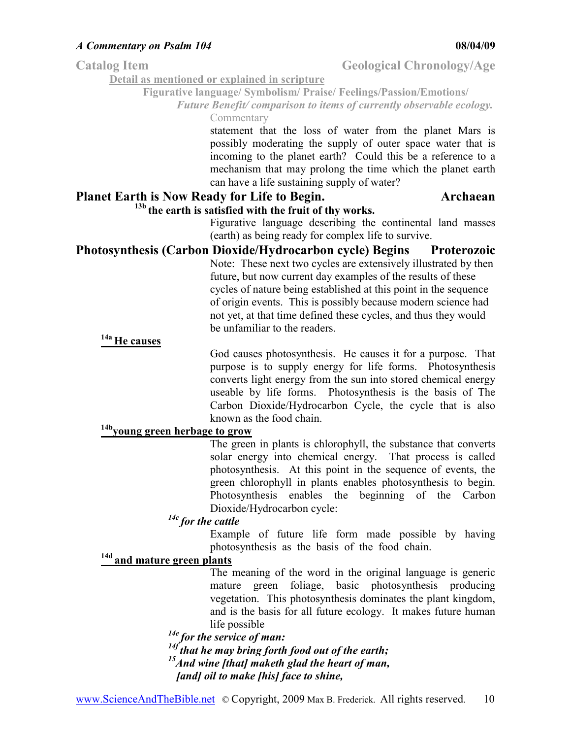**Catalog Item** **Geological Chronology/Age**

**Detail as mentioned or explained in scripture**

**Figurative language/ Symbolism/ Praise/ Feelings/Passion/Emotions/**

***Future Benefit/ comparison to items of currently observable ecology.***

Commentary

statement that the loss of water from the planet Mars is possibly moderating the supply of outer space water that is incoming to the planet earth? Could this be a reference to a mechanism that may prolong the time which the planet earth can have a life sustaining supply of water?

## Planet Earth is Now Ready for Life to Begin. — Archaean

**13b the earth is satisfied with the fruit of thy works.**

Figurative language describing the continental land masses (earth) as being ready for complex life to survive.

## Photosynthesis (Carbon Dioxide/Hydrocarbon cycle) Begins — Proterozoic

Note: These next two cycles are extensively illustrated by then future, but now current day examples of the results of these cycles of nature being established at this point in the sequence of origin events. This is possibly because modern science had not yet, at that time defined these cycles, and thus they would be unfamiliar to the readers.

**14a He causes**

God causes photosynthesis. He causes it for a purpose. That purpose is to supply energy for life forms. Photosynthesis converts light energy from the sun into stored chemical energy useable by life forms. Photosynthesis is the basis of The Carbon Dioxide/Hydrocarbon Cycle, the cycle that is also known as the food chain.

**14b young green herbage to grow**

The green in plants is chlorophyll, the substance that converts solar energy into chemical energy. That process is called photosynthesis. At this point in the sequence of events, the green chlorophyll in plants enables photosynthesis to begin. Photosynthesis enables the beginning of the Carbon Dioxide/Hydrocarbon cycle:

***14c for the cattle***

Example of future life form made possible by having photosynthesis as the basis of the food chain.

**14d and mature green plants**

The meaning of the word in the original language is generic mature green foliage, basic photosynthesis producing vegetation. This photosynthesis dominates the plant kingdom, and is the basis for all future ecology. It makes future human life possible

***14e for the service of man:***

***14f that he may bring forth food out of the earth;***

***15 And wine [that] maketh glad the heart of man,***

***[and] oil to make [his] face to shine,***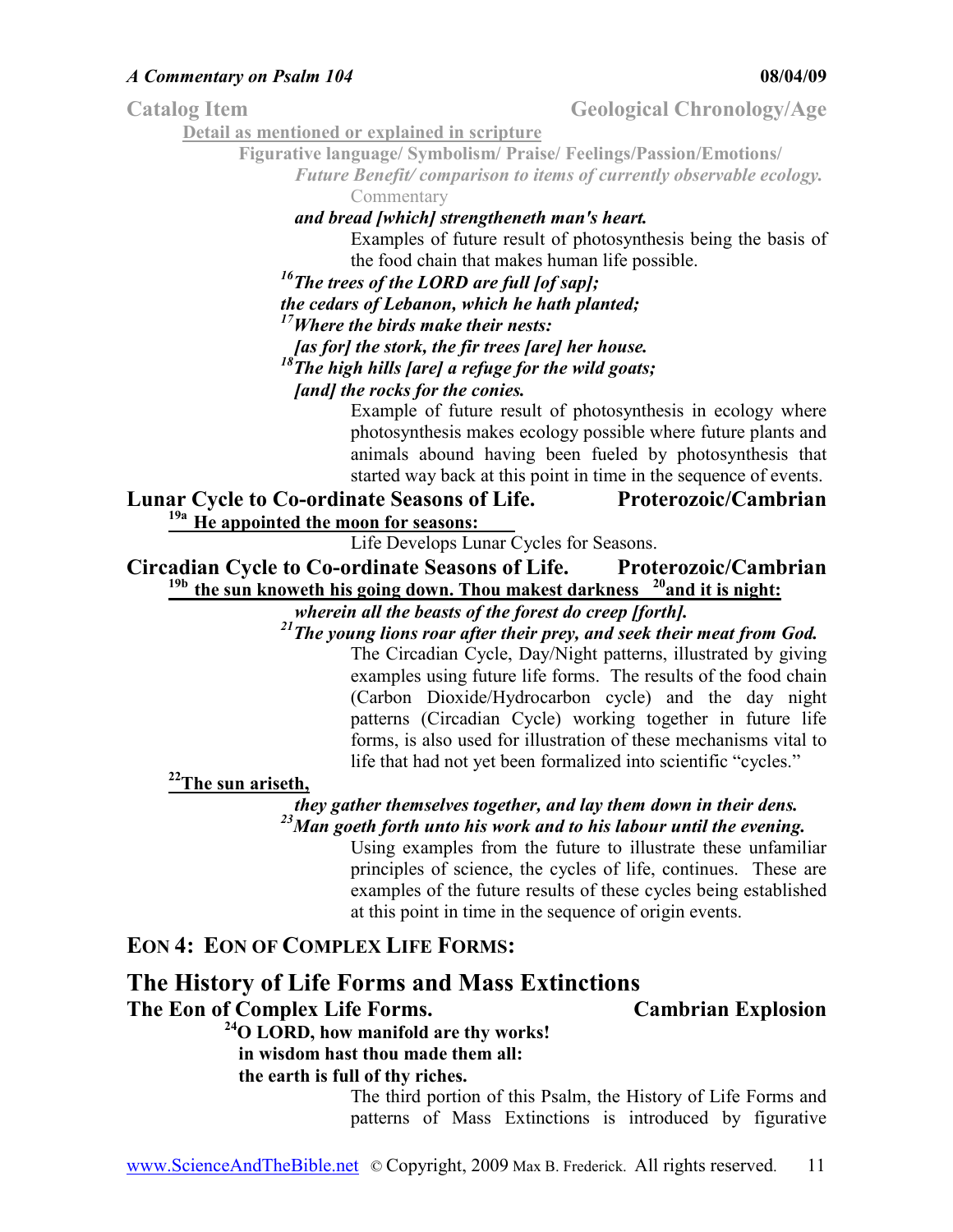**Catalog Item** **Geological Chronology/Age**

**Detail as mentioned or explained in scripture**

**Figurative language/ Symbolism/ Praise/ Feelings/Passion/Emotions/**

***Future Benefit/ comparison to items of currently observable ecology.***

Commentary

***and bread [which] strengtheneth man's heart.***

Examples of future result of photosynthesis being the basis of the food chain that makes human life possible.

***16 The trees of the LORD are full [of sap];***
***the cedars of Lebanon, which he hath planted;***
***17 Where the birds make their nests:***
***[as for] the stork, the fir trees [are] her house.***
***18 The high hills [are] a refuge for the wild goats;***
***[and] the rocks for the conies.***

Example of future result of photosynthesis in ecology where photosynthesis makes ecology possible where future plants and animals abound having been fueled by photosynthesis that started way back at this point in time in the sequence of events.

**Lunar Cycle to Co-ordinate Seasons of Life.** **Proterozoic/Cambrian**

**19a He appointed the moon for seasons:**

Life Develops Lunar Cycles for Seasons.

**Circadian Cycle to Co-ordinate Seasons of Life.** **Proterozoic/Cambrian**

**19b the sun knoweth his going down. Thou makest darkness 20 and it is night:**

***wherein all the beasts of the forest do creep [forth].***
***21 The young lions roar after their prey, and seek their meat from God.***

The Circadian Cycle, Day/Night patterns, illustrated by giving examples using future life forms. The results of the food chain (Carbon Dioxide/Hydrocarbon cycle) and the day night patterns (Circadian Cycle) working together in future life forms, is also used for illustration of these mechanisms vital to life that had not yet been formalized into scientific "cycles."

**22 The sun ariseth,**

***they gather themselves together, and lay them down in their dens.***
***23 Man goeth forth unto his work and to his labour until the evening.***

Using examples from the future to illustrate these unfamiliar principles of science, the cycles of life, continues. These are examples of the future results of these cycles being established at this point in time in the sequence of origin events.

## EON 4: EON OF COMPLEX LIFE FORMS:

## The History of Life Forms and Mass Extinctions

**The Eon of Complex Life Forms.** **Cambrian Explosion**

**24 O LORD, how manifold are thy works!**
**in wisdom hast thou made them all:**
**the earth is full of thy riches.**

The third portion of this Psalm, the History of Life Forms and patterns of Mass Extinctions is introduced by figurative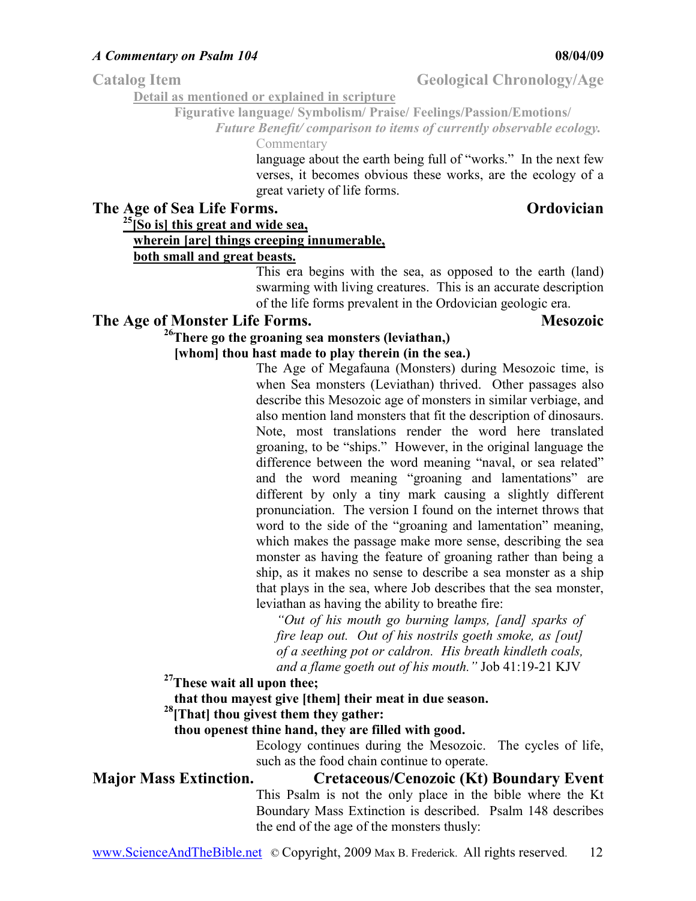Catalog Item — Geological Chronology/Age

Detail as mentioned or explained in scripture

Figurative language/ Symbolism/ Praise/ Feelings/Passion/Emotions/

*Future Benefit/ comparison to items of currently observable ecology.*

Commentary

language about the earth being full of "works." In the next few verses, it becomes obvious these works, are the ecology of a great variety of life forms.

## The Age of Sea Life Forms. — Ordovician

**[25][So is] this great and wide sea,**
**wherein [are] things creeping innumerable,**
**both small and great beasts.**

This era begins with the sea, as opposed to the earth (land) swarming with living creatures. This is an accurate description of the life forms prevalent in the Ordovician geologic era.

## The Age of Monster Life Forms. — Mesozoic

**[26]There go the groaning sea monsters (leviathan,)**
**[whom] thou hast made to play therein (in the sea.)**

The Age of Megafauna (Monsters) during Mesozoic time, is when Sea monsters (Leviathan) thrived. Other passages also describe this Mesozoic age of monsters in similar verbiage, and also mention land monsters that fit the description of dinosaurs. Note, most translations render the word here translated groaning, to be "ships." However, in the original language the difference between the word meaning "naval, or sea related" and the word meaning "groaning and lamentations" are different by only a tiny mark causing a slightly different pronunciation. The version I found on the internet throws that word to the side of the "groaning and lamentation" meaning, which makes the passage make more sense, describing the sea monster as having the feature of groaning rather than being a ship, as it makes no sense to describe a sea monster as a ship that plays in the sea, where Job describes that the sea monster, leviathan as having the ability to breathe fire:

> *"Out of his mouth go burning lamps, [and] sparks of fire leap out. Out of his nostrils goeth smoke, as [out] of a seething pot or caldron. His breath kindleth coals, and a flame goeth out of his mouth."* Job 41:19-21 KJV

**[27]These wait all upon thee;**
**that thou mayest give [them] their meat in due season.**
**[28][That] thou givest them they gather:**
**thou openest thine hand, they are filled with good.**

Ecology continues during the Mesozoic. The cycles of life, such as the food chain continue to operate.

## Major Mass Extinction. — Cretaceous/Cenozoic (Kt) Boundary Event

This Psalm is not the only place in the bible where the Kt Boundary Mass Extinction is described. Psalm 148 describes the end of the age of the monsters thusly: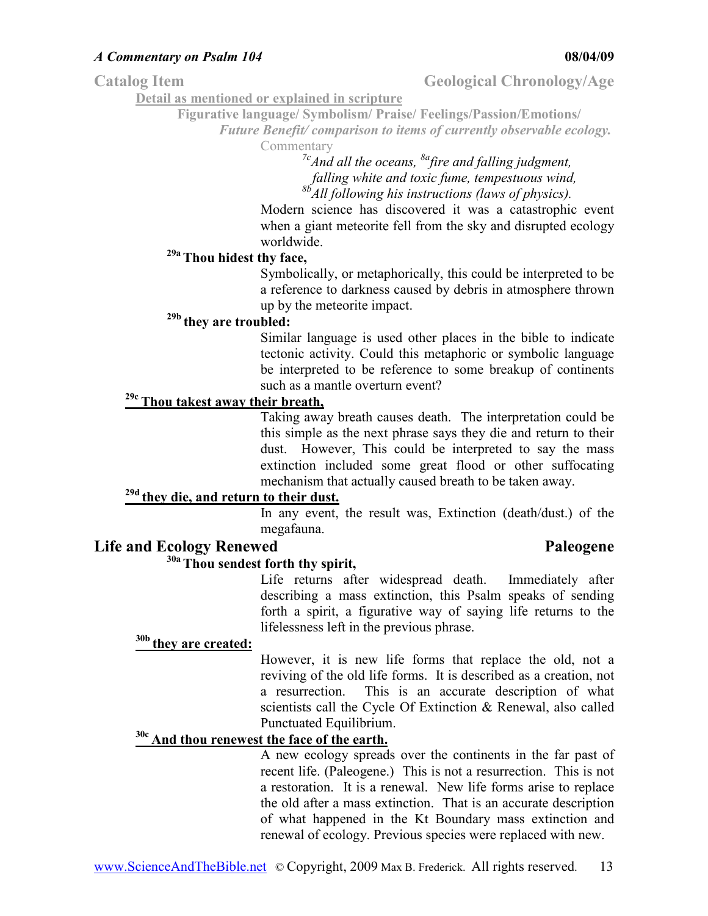**Catalog Item** **Geological Chronology/Age**

**Detail as mentioned or explained in scripture**

**Figurative language/ Symbolism/ Praise/ Feelings/Passion/Emotions/**

***Future Benefit/ comparison to items of currently observable ecology.***

Commentary

*[7c]And all the oceans, [8a]fire and falling judgment,*
*falling white and toxic fume, tempestuous wind,*
*[8b]All following his instructions (laws of physics).*

Modern science has discovered it was a catastrophic event when a giant meteorite fell from the sky and disrupted ecology worldwide.

**[29a] Thou hidest thy face,**

Symbolically, or metaphorically, this could be interpreted to be a reference to darkness caused by debris in atmosphere thrown up by the meteorite impact.

**[29b] they are troubled:**

Similar language is used other places in the bible to indicate tectonic activity. Could this metaphoric or symbolic language be interpreted to be reference to some breakup of continents such as a mantle overturn event?

**[29c] Thou takest away their breath,**

Taking away breath causes death. The interpretation could be this simple as the next phrase says they die and return to their dust. However, This could be interpreted to say the mass extinction included some great flood or other suffocating mechanism that actually caused breath to be taken away.

**[29d] they die, and return to their dust.**

In any event, the result was, Extinction (death/dust.) of the megafauna.

## Life and Ecology Renewed — Paleogene

**[30a] Thou sendest forth thy spirit,**

Life returns after widespread death. Immediately after describing a mass extinction, this Psalm speaks of sending forth a spirit, a figurative way of saying life returns to the lifelessness left in the previous phrase.

**[30b] they are created:**

However, it is new life forms that replace the old, not a reviving of the old life forms. It is described as a creation, not a resurrection. This is an accurate description of what scientists call the Cycle Of Extinction & Renewal, also called Punctuated Equilibrium.

**[30c] And thou renewest the face of the earth.**

A new ecology spreads over the continents in the far past of recent life. (Paleogene.) This is not a resurrection. This is not a restoration. It is a renewal. New life forms arise to replace the old after a mass extinction. That is an accurate description of what happened in the Kt Boundary mass extinction and renewal of ecology. Previous species were replaced with new.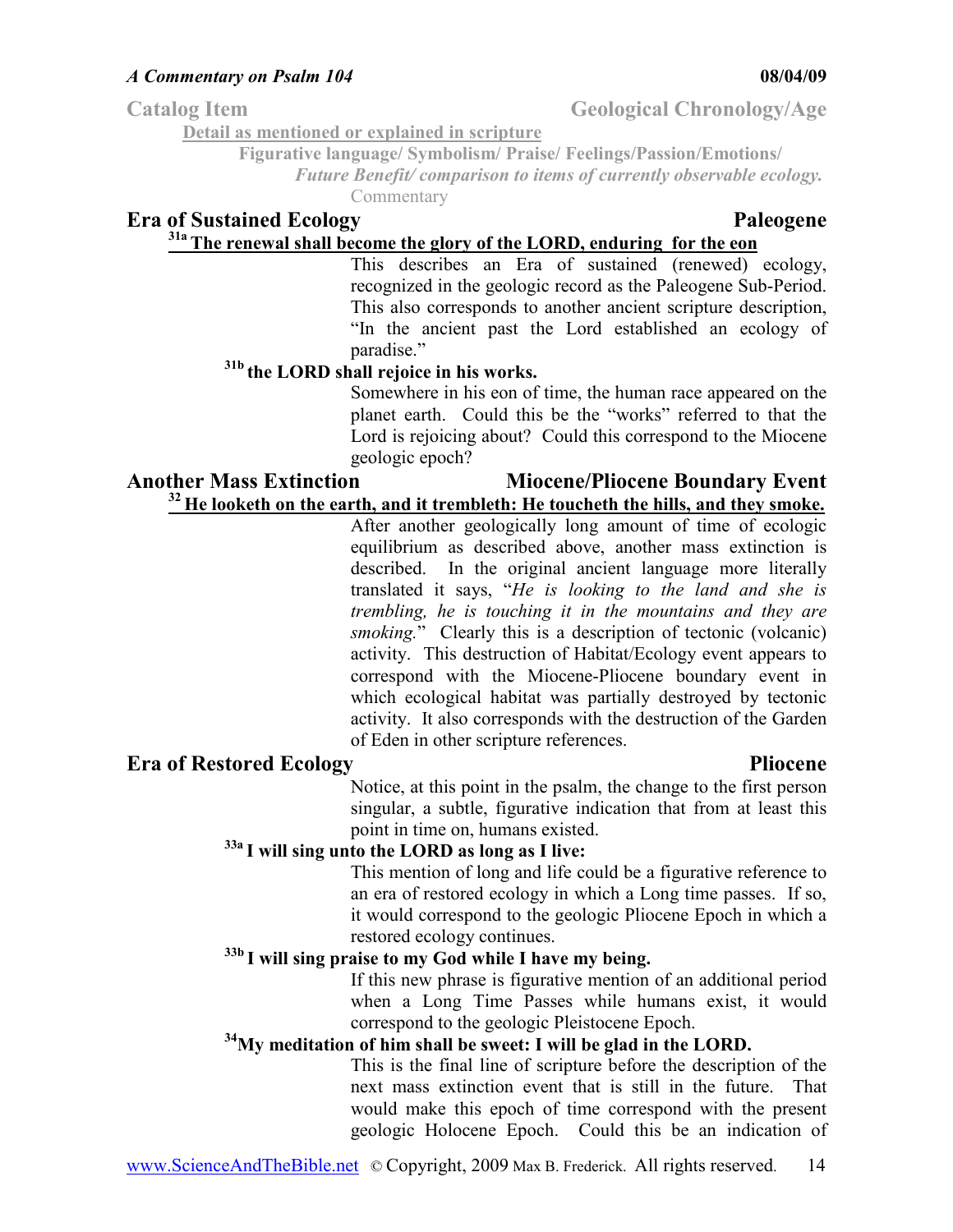**Catalog Item** **Geological Chronology/Age**

**Detail as mentioned or explained in scripture**

**Figurative language/ Symbolism/ Praise/ Feelings/Passion/Emotions/**

***Future Benefit/ comparison to items of currently observable ecology.***

Commentary

## Era of Sustained Ecology — Paleogene

**[31a] The renewal shall become the glory of the LORD, enduring for the eon**

This describes an Era of sustained (renewed) ecology, recognized in the geologic record as the Paleogene Sub-Period. This also corresponds to another ancient scripture description, "In the ancient past the Lord established an ecology of paradise."

**[31b] the LORD shall rejoice in his works.**

Somewhere in his eon of time, the human race appeared on the planet earth. Could this be the "works" referred to that the Lord is rejoicing about? Could this correspond to the Miocene geologic epoch?

## Another Mass Extinction — Miocene/Pliocene Boundary Event

**[32] He looketh on the earth, and it trembleth: He toucheth the hills, and they smoke.**

After another geologically long amount of time of ecologic equilibrium as described above, another mass extinction is described. In the original ancient language more literally translated it says, "*He is looking to the land and she is trembling, he is touching it in the mountains and they are smoking.*" Clearly this is a description of tectonic (volcanic) activity. This destruction of Habitat/Ecology event appears to correspond with the Miocene-Pliocene boundary event in which ecological habitat was partially destroyed by tectonic activity. It also corresponds with the destruction of the Garden of Eden in other scripture references.

## Era of Restored Ecology — Pliocene

Notice, at this point in the psalm, the change to the first person singular, a subtle, figurative indication that from at least this point in time on, humans existed.

**[33a] I will sing unto the LORD as long as I live:**

This mention of long and life could be a figurative reference to an era of restored ecology in which a Long time passes. If so, it would correspond to the geologic Pliocene Epoch in which a restored ecology continues.

**[33b] I will sing praise to my God while I have my being.**

If this new phrase is figurative mention of an additional period when a Long Time Passes while humans exist, it would correspond to the geologic Pleistocene Epoch.

**[34] My meditation of him shall be sweet: I will be glad in the LORD.**

This is the final line of scripture before the description of the next mass extinction event that is still in the future. That would make this epoch of time correspond with the present geologic Holocene Epoch. Could this be an indication of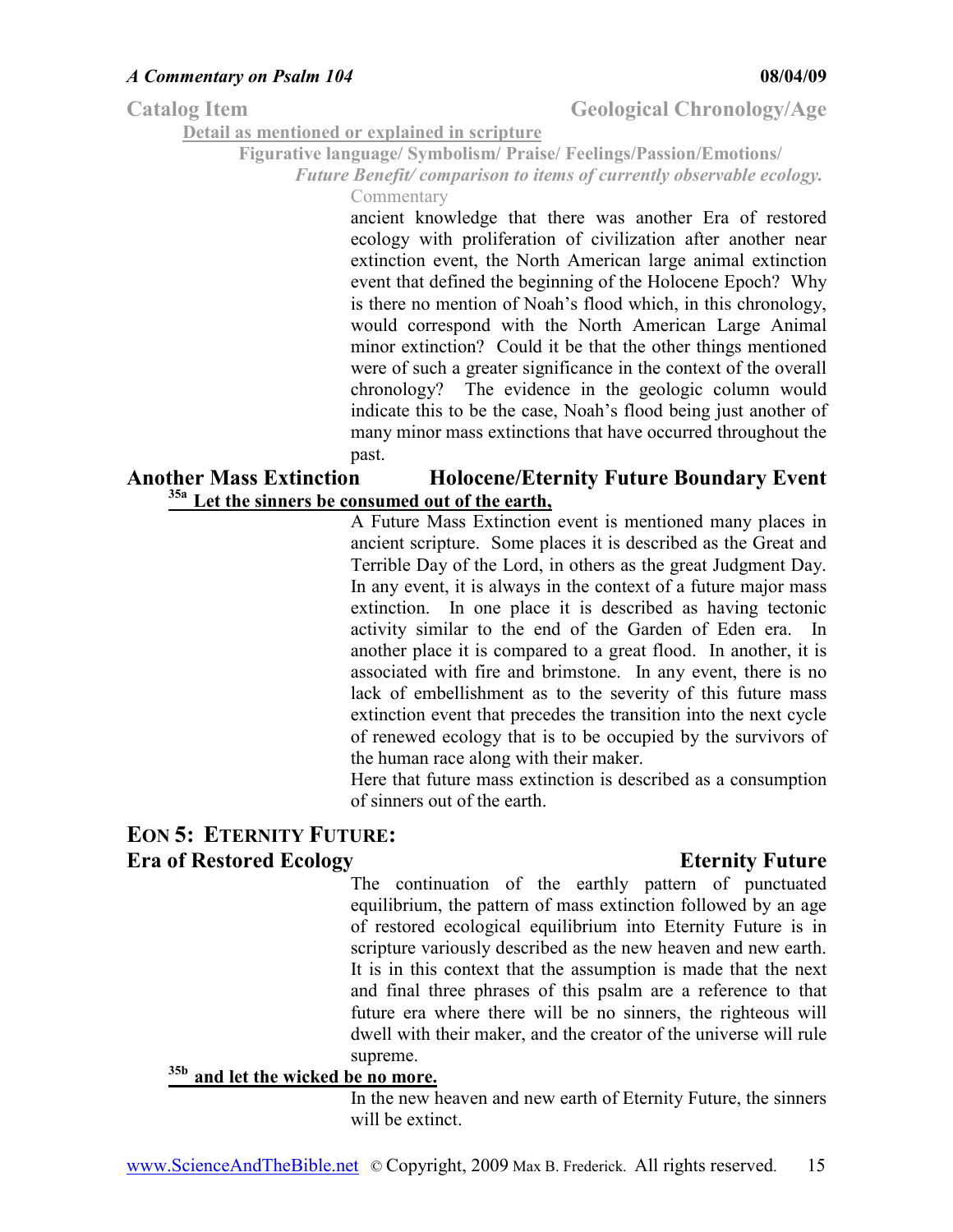**Catalog Item** **Geological Chronology/Age**

**Detail as mentioned or explained in scripture**

**Figurative language/ Symbolism/ Praise/ Feelings/Passion/Emotions/**

***Future Benefit/ comparison to items of currently observable ecology.***

Commentary

ancient knowledge that there was another Era of restored ecology with proliferation of civilization after another near extinction event, the North American large animal extinction event that defined the beginning of the Holocene Epoch? Why is there no mention of Noah's flood which, in this chronology, would correspond with the North American Large Animal minor extinction? Could it be that the other things mentioned were of such a greater significance in the context of the overall chronology? The evidence in the geologic column would indicate this to be the case, Noah's flood being just another of many minor mass extinctions that have occurred throughout the past.

## Another Mass Extinction — Holocene/Eternity Future Boundary Event

**[35a] Let the sinners be consumed out of the earth,**

A Future Mass Extinction event is mentioned many places in ancient scripture. Some places it is described as the Great and Terrible Day of the Lord, in others as the great Judgment Day. In any event, it is always in the context of a future major mass extinction. In one place it is described as having tectonic activity similar to the end of the Garden of Eden era. In another place it is compared to a great flood. In another, it is associated with fire and brimstone. In any event, there is no lack of embellishment as to the severity of this future mass extinction event that precedes the transition into the next cycle of renewed ecology that is to be occupied by the survivors of the human race along with their maker.

Here that future mass extinction is described as a consumption of sinners out of the earth.

## EON 5: ETERNITY FUTURE:

## Era of Restored Ecology — Eternity Future

The continuation of the earthly pattern of punctuated equilibrium, the pattern of mass extinction followed by an age of restored ecological equilibrium into Eternity Future is in scripture variously described as the new heaven and new earth. It is in this context that the assumption is made that the next and final three phrases of this psalm are a reference to that future era where there will be no sinners, the righteous will dwell with their maker, and the creator of the universe will rule supreme.

**[35b] and let the wicked be no more.**

In the new heaven and new earth of Eternity Future, the sinners will be extinct.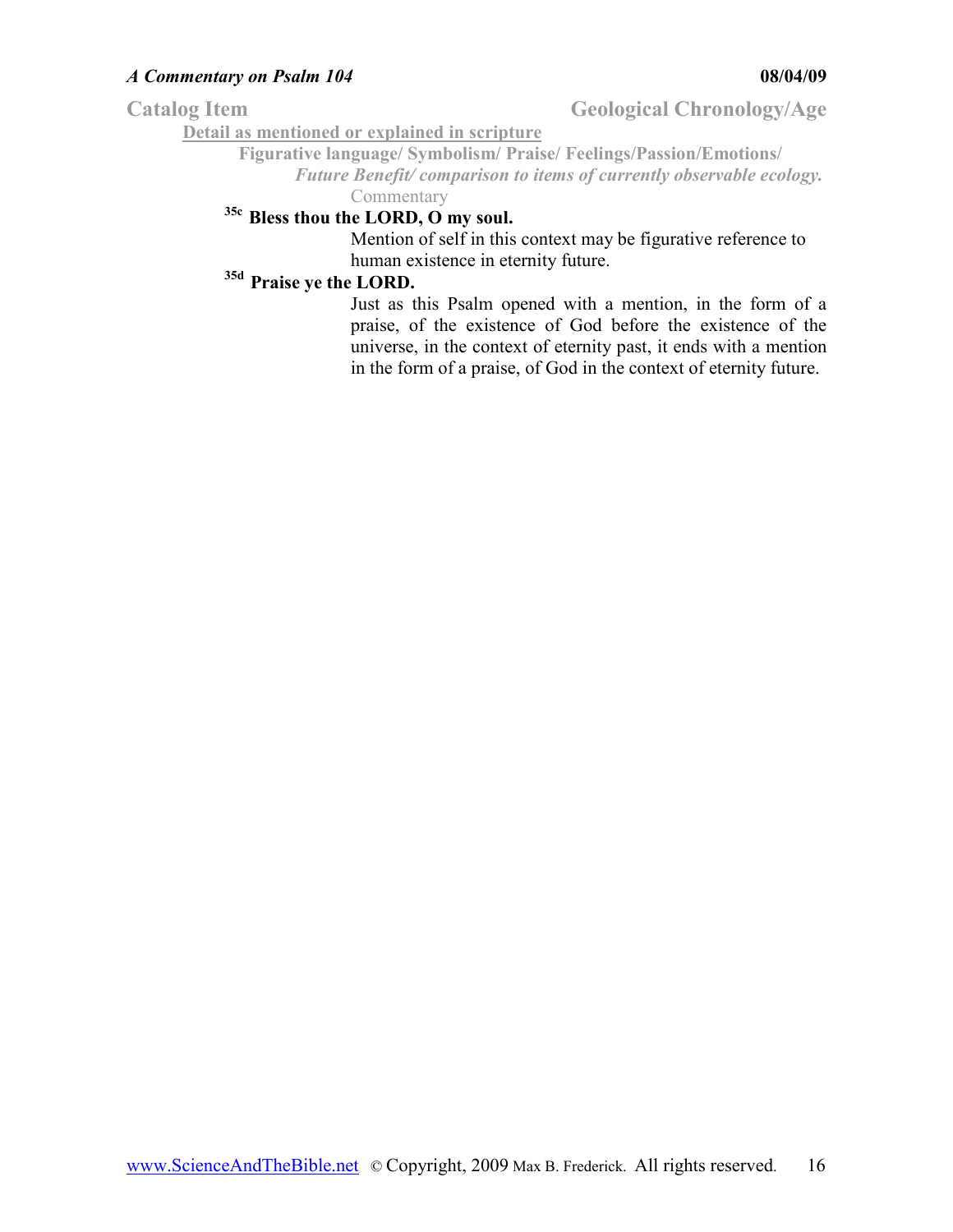**Catalog Item** **Geological Chronology/Age**

**Detail as mentioned or explained in scripture**

**Figurative language/ Symbolism/ Praise/ Feelings/Passion/Emotions/**

***Future Benefit/ comparison to items of currently observable ecology.***

Commentary

**35c Bless thou the LORD, O my soul.**

Mention of self in this context may be figurative reference to human existence in eternity future.

**35d Praise ye the LORD.**

Just as this Psalm opened with a mention, in the form of a praise, of the existence of God before the existence of the universe, in the context of eternity past, it ends with a mention in the form of a praise, of God in the context of eternity future.